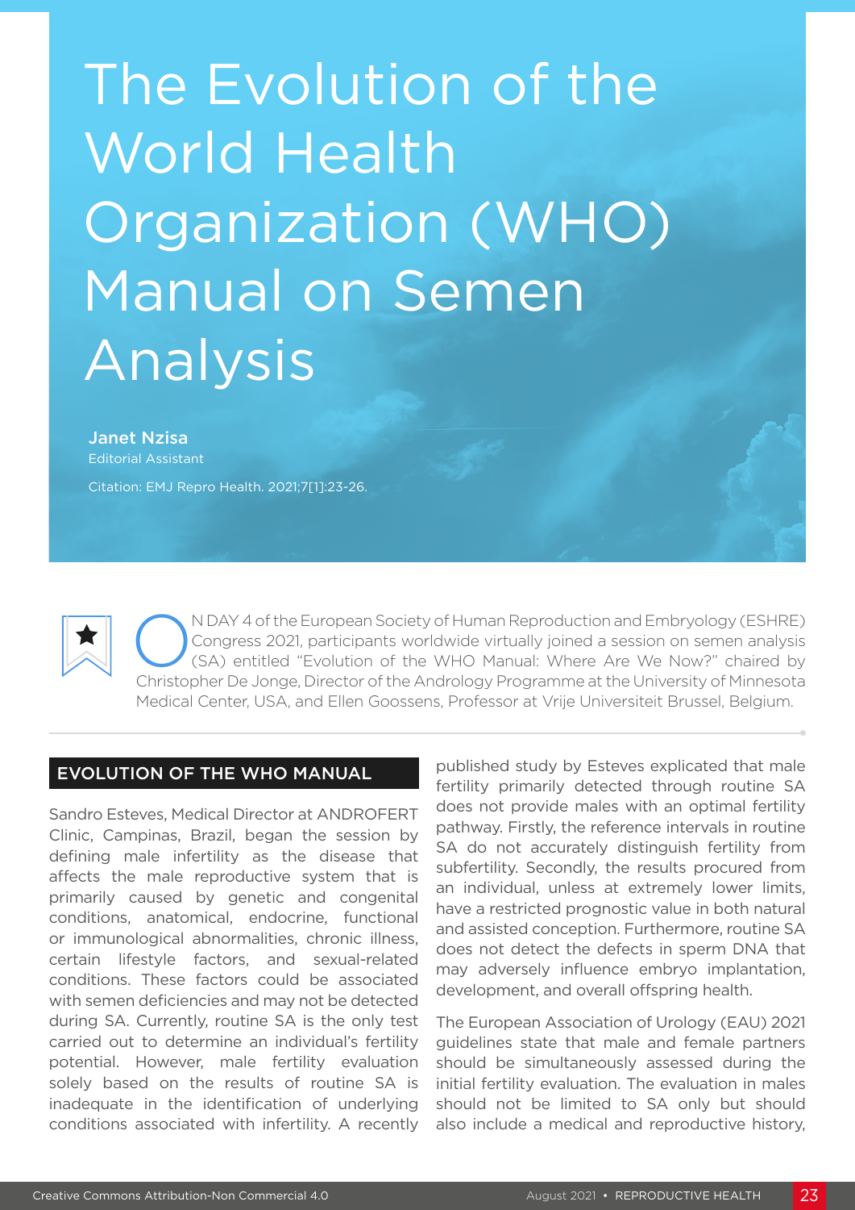# The Evolution of the World Health Organization (WHO) Manual on Semen Analysis

**Janet Nzisa**
Editorial Assistant

Citation: EMJ Repro Health. 2021;7[1]:23-26.

ON DAY 4 of the European Society of Human Reproduction and Embryology (ESHRE) Congress 2021, participants worldwide virtually joined a session on semen analysis (SA) entitled "Evolution of the WHO Manual: Where Are We Now?" chaired by Christopher De Jonge, Director of the Andrology Programme at the University of Minnesota Medical Center, USA, and Ellen Goossens, Professor at Vrije Universiteit Brussel, Belgium.

## EVOLUTION OF THE WHO MANUAL

Sandro Esteves, Medical Director at ANDROFERT Clinic, Campinas, Brazil, began the session by defining male infertility as the disease that affects the male reproductive system that is primarily caused by genetic and congenital conditions, anatomical, endocrine, functional or immunological abnormalities, chronic illness, certain lifestyle factors, and sexual-related conditions. These factors could be associated with semen deficiencies and may not be detected during SA. Currently, routine SA is the only test carried out to determine an individual's fertility potential. However, male fertility evaluation solely based on the results of routine SA is inadequate in the identification of underlying conditions associated with infertility. A recently published study by Esteves explicated that male fertility primarily detected through routine SA does not provide males with an optimal fertility pathway. Firstly, the reference intervals in routine SA do not accurately distinguish fertility from subfertility. Secondly, the results procured from an individual, unless at extremely lower limits, have a restricted prognostic value in both natural and assisted conception. Furthermore, routine SA does not detect the defects in sperm DNA that may adversely influence embryo implantation, development, and overall offspring health.

The European Association of Urology (EAU) 2021 guidelines state that male and female partners should be simultaneously assessed during the initial fertility evaluation. The evaluation in males should not be limited to SA only but should also include a medical and reproductive history,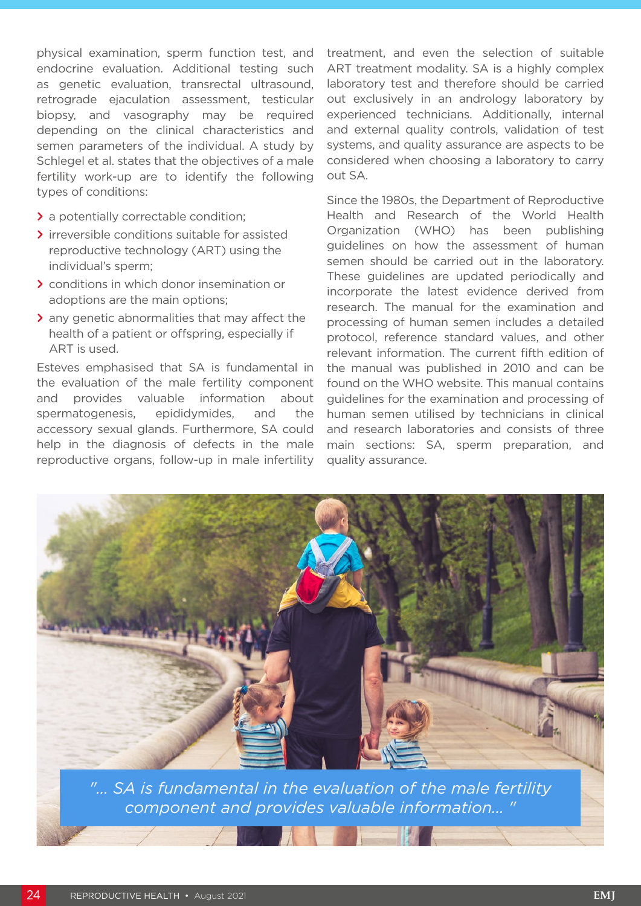physical examination, sperm function test, and endocrine evaluation. Additional testing such as genetic evaluation, transrectal ultrasound, retrograde ejaculation assessment, testicular biopsy, and vasography may be required depending on the clinical characteristics and semen parameters of the individual. A study by Schlegel et al. states that the objectives of a male fertility work-up are to identify the following types of conditions:

- a potentially correctable condition;
- irreversible conditions suitable for assisted reproductive technology (ART) using the individual's sperm;
- conditions in which donor insemination or adoptions are the main options;
- any genetic abnormalities that may affect the health of a patient or offspring, especially if ART is used.

Esteves emphasised that SA is fundamental in the evaluation of the male fertility component and provides valuable information about spermatogenesis, epididymides, and the accessory sexual glands. Furthermore, SA could help in the diagnosis of defects in the male reproductive organs, follow-up in male infertility treatment, and even the selection of suitable ART treatment modality. SA is a highly complex laboratory test and therefore should be carried out exclusively in an andrology laboratory by experienced technicians. Additionally, internal and external quality controls, validation of test systems, and quality assurance are aspects to be considered when choosing a laboratory to carry out SA.

Since the 1980s, the Department of Reproductive Health and Research of the World Health Organization (WHO) has been publishing guidelines on how the assessment of human semen should be carried out in the laboratory. These guidelines are updated periodically and incorporate the latest evidence derived from research. The manual for the examination and processing of human semen includes a detailed protocol, reference standard values, and other relevant information. The current fifth edition of the manual was published in 2010 and can be found on the WHO website. This manual contains guidelines for the examination and processing of human semen utilised by technicians in clinical and research laboratories and consists of three main sections: SA, sperm preparation, and quality assurance.

*"... SA is fundamental in the evaluation of the male fertility component and provides valuable information... "*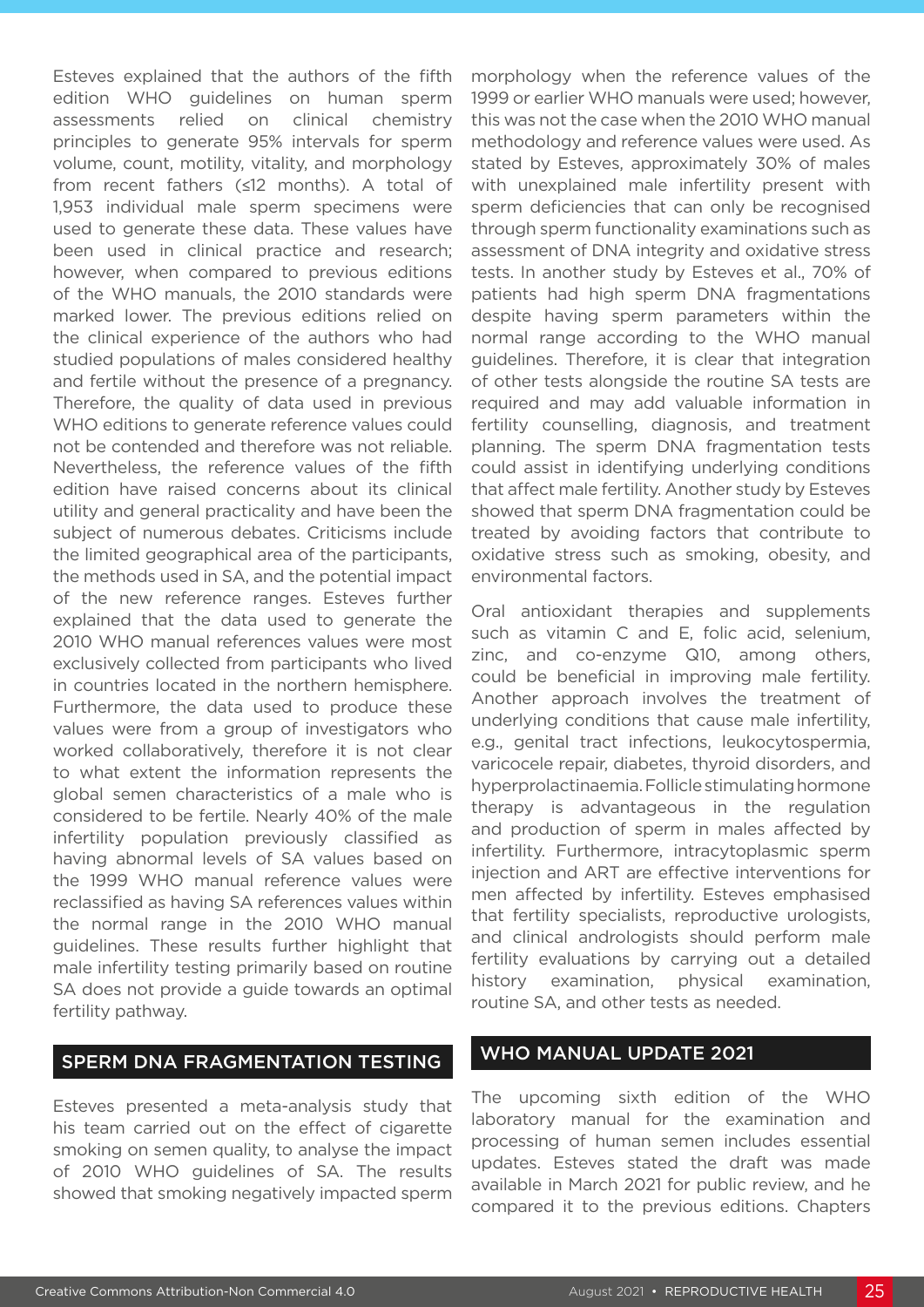Esteves explained that the authors of the fifth edition WHO guidelines on human sperm assessments relied on clinical chemistry principles to generate 95% intervals for sperm volume, count, motility, vitality, and morphology from recent fathers (≤12 months). A total of 1,953 individual male sperm specimens were used to generate these data. These values have been used in clinical practice and research; however, when compared to previous editions of the WHO manuals, the 2010 standards were marked lower. The previous editions relied on the clinical experience of the authors who had studied populations of males considered healthy and fertile without the presence of a pregnancy. Therefore, the quality of data used in previous WHO editions to generate reference values could not be contended and therefore was not reliable. Nevertheless, the reference values of the fifth edition have raised concerns about its clinical utility and general practicality and have been the subject of numerous debates. Criticisms include the limited geographical area of the participants, the methods used in SA, and the potential impact of the new reference ranges. Esteves further explained that the data used to generate the 2010 WHO manual references values were most exclusively collected from participants who lived in countries located in the northern hemisphere. Furthermore, the data used to produce these values were from a group of investigators who worked collaboratively, therefore it is not clear to what extent the information represents the global semen characteristics of a male who is considered to be fertile. Nearly 40% of the male infertility population previously classified as having abnormal levels of SA values based on the 1999 WHO manual reference values were reclassified as having SA references values within the normal range in the 2010 WHO manual guidelines. These results further highlight that male infertility testing primarily based on routine SA does not provide a guide towards an optimal fertility pathway.

## SPERM DNA FRAGMENTATION TESTING

Esteves presented a meta-analysis study that his team carried out on the effect of cigarette smoking on semen quality, to analyse the impact of 2010 WHO guidelines of SA. The results showed that smoking negatively impacted sperm morphology when the reference values of the 1999 or earlier WHO manuals were used; however, this was not the case when the 2010 WHO manual methodology and reference values were used. As stated by Esteves, approximately 30% of males with unexplained male infertility present with sperm deficiencies that can only be recognised through sperm functionality examinations such as assessment of DNA integrity and oxidative stress tests. In another study by Esteves et al., 70% of patients had high sperm DNA fragmentations despite having sperm parameters within the normal range according to the WHO manual guidelines. Therefore, it is clear that integration of other tests alongside the routine SA tests are required and may add valuable information in fertility counselling, diagnosis, and treatment planning. The sperm DNA fragmentation tests could assist in identifying underlying conditions that affect male fertility. Another study by Esteves showed that sperm DNA fragmentation could be treated by avoiding factors that contribute to oxidative stress such as smoking, obesity, and environmental factors.

Oral antioxidant therapies and supplements such as vitamin C and E, folic acid, selenium, zinc, and co-enzyme Q10, among others, could be beneficial in improving male fertility. Another approach involves the treatment of underlying conditions that cause male infertility, e.g., genital tract infections, leukocytospermia, varicocele repair, diabetes, thyroid disorders, and hyperprolactinaemia. Follicle stimulating hormone therapy is advantageous in the regulation and production of sperm in males affected by infertility. Furthermore, intracytoplasmic sperm injection and ART are effective interventions for men affected by infertility. Esteves emphasised that fertility specialists, reproductive urologists, and clinical andrologists should perform male fertility evaluations by carrying out a detailed history examination, physical examination, routine SA, and other tests as needed.

## WHO MANUAL UPDATE 2021

The upcoming sixth edition of the WHO laboratory manual for the examination and processing of human semen includes essential updates. Esteves stated the draft was made available in March 2021 for public review, and he compared it to the previous editions. Chapters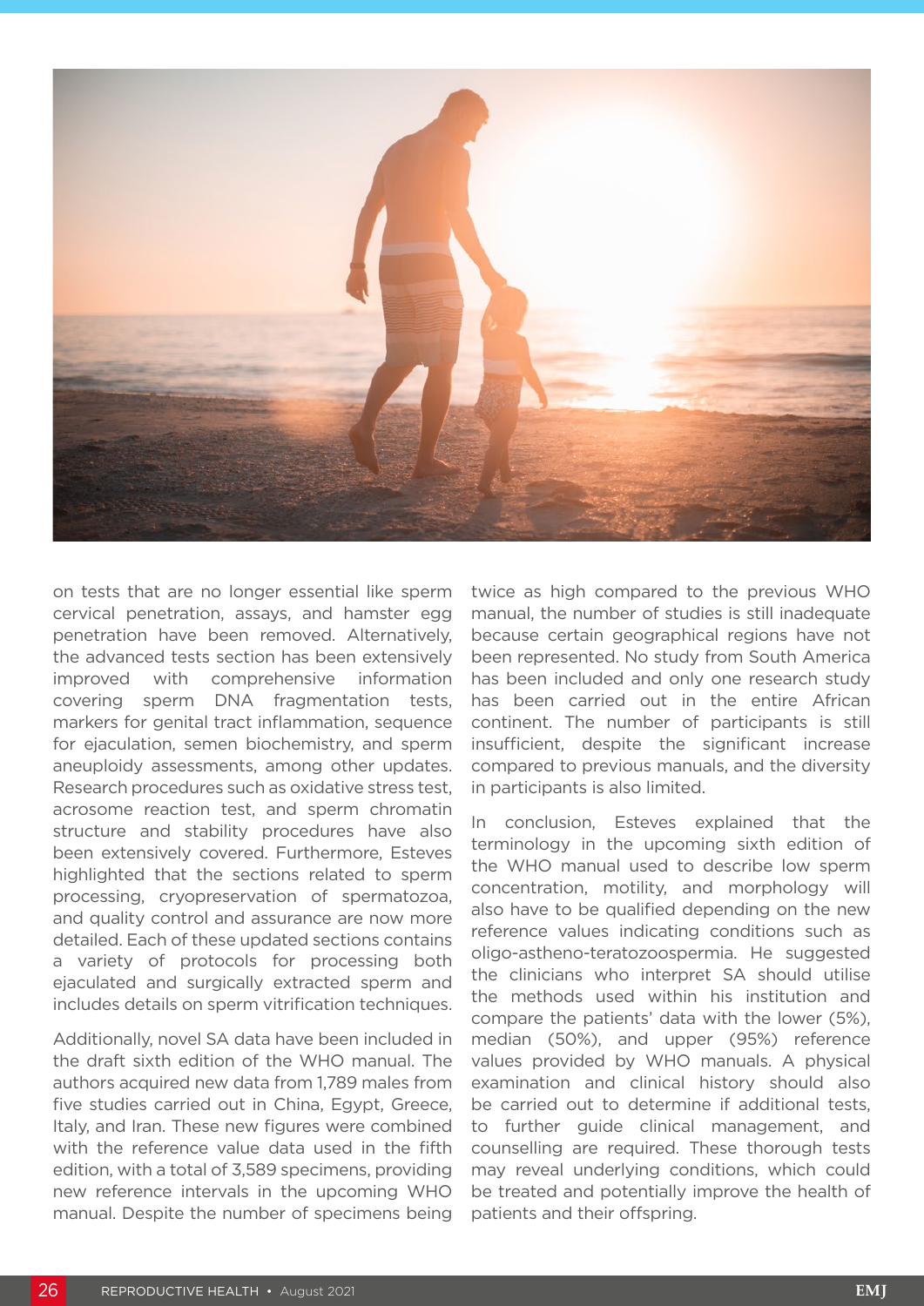on tests that are no longer essential like sperm cervical penetration, assays, and hamster egg penetration have been removed. Alternatively, the advanced tests section has been extensively improved with comprehensive information covering sperm DNA fragmentation tests, markers for genital tract inflammation, sequence for ejaculation, semen biochemistry, and sperm aneuploidy assessments, among other updates. Research procedures such as oxidative stress test, acrosome reaction test, and sperm chromatin structure and stability procedures have also been extensively covered. Furthermore, Esteves highlighted that the sections related to sperm processing, cryopreservation of spermatozoa, and quality control and assurance are now more detailed. Each of these updated sections contains a variety of protocols for processing both ejaculated and surgically extracted sperm and includes details on sperm vitrification techniques.

Additionally, novel SA data have been included in the draft sixth edition of the WHO manual. The authors acquired new data from 1,789 males from five studies carried out in China, Egypt, Greece, Italy, and Iran. These new figures were combined with the reference value data used in the fifth edition, with a total of 3,589 specimens, providing new reference intervals in the upcoming WHO manual. Despite the number of specimens being twice as high compared to the previous WHO manual, the number of studies is still inadequate because certain geographical regions have not been represented. No study from South America has been included and only one research study has been carried out in the entire African continent. The number of participants is still insufficient, despite the significant increase compared to previous manuals, and the diversity in participants is also limited.

In conclusion, Esteves explained that the terminology in the upcoming sixth edition of the WHO manual used to describe low sperm concentration, motility, and morphology will also have to be qualified depending on the new reference values indicating conditions such as oligo-astheno-teratozoospermia. He suggested the clinicians who interpret SA should utilise the methods used within his institution and compare the patients' data with the lower (5%), median (50%), and upper (95%) reference values provided by WHO manuals. A physical examination and clinical history should also be carried out to determine if additional tests, to further guide clinical management, and counselling are required. These thorough tests may reveal underlying conditions, which could be treated and potentially improve the health of patients and their offspring.